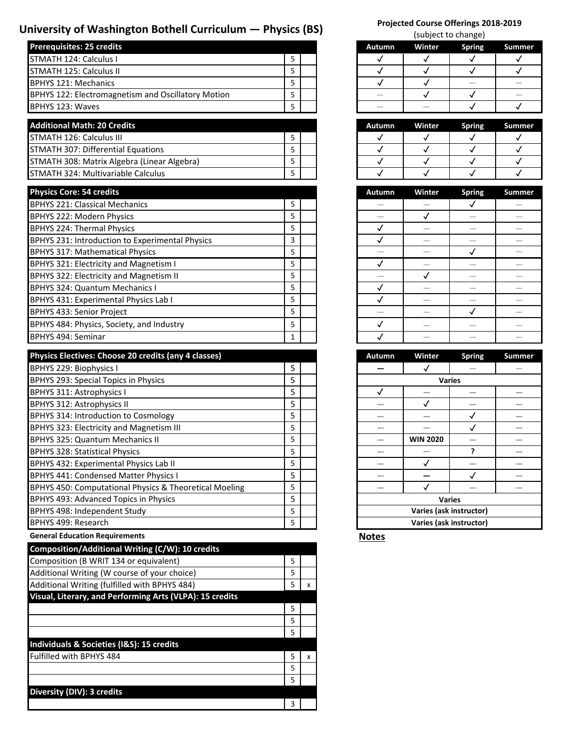# University of Washington Bothell Curriculum — Physics (BS)

**Projected Course Offerings 2018-2019**
(subject to change)

| Prerequisites: 25 credits | | | Autumn | Winter | Spring | Summer |
|---|---|---|---|---|---|---|
| STMATH 124: Calculus I | 5 | | ✓ | ✓ | ✓ | ✓ |
| STMATH 125: Calculus II | 5 | | ✓ | ✓ | ✓ | ✓ |
| BPHYS 121: Mechanics | 5 | | ✓ | ✓ | — | — |
| BPHYS 122: Electromagnetism and Oscillatory Motion | 5 | | — | ✓ | ✓ | — |
| BPHYS 123: Waves | 5 | | — | — | ✓ | ✓ |

| Additional Math: 20 Credits | | | Autumn | Winter | Spring | Summer |
|---|---|---|---|---|---|---|
| STMATH 126: Calculus III | 5 | | ✓ | ✓ | ✓ | ✓ |
| STMATH 307: Differential Equations | 5 | | ✓ | ✓ | ✓ | ✓ |
| STMATH 308: Matrix Algebra (Linear Algebra) | 5 | | ✓ | ✓ | ✓ | ✓ |
| STMATH 324: Multivariable Calculus | 5 | | ✓ | ✓ | ✓ | ✓ |

| Physics Core: 54 credits | | | Autumn | Winter | Spring | Summer |
|---|---|---|---|---|---|---|
| BPHYS 221: Classical Mechanics | 5 | | — | — | ✓ | — |
| BPHYS 222: Modern Physics | 5 | | — | ✓ | — | — |
| BPHYS 224: Thermal Physics | 5 | | ✓ | — | — | — |
| BPHYS 231: Introduction to Experimental Physics | 3 | | ✓ | — | — | — |
| BPHYS 317: Mathematical Physics | 5 | | — | — | ✓ | — |
| BPHYS 321: Electricity and Magnetism I | 5 | | ✓ | — | — | — |
| BPHYS 322: Electricity and Magnetism II | 5 | | — | ✓ | — | — |
| BPHYS 324: Quantum Mechanics I | 5 | | ✓ | — | — | — |
| BPHYS 431: Experimental Physics Lab I | 5 | | ✓ | — | — | — |
| BPHYS 433: Senior Project | 5 | | — | — | ✓ | — |
| BPHYS 484: Physics, Society, and Industry | 5 | | ✓ | — | — | — |
| BPHYS 494: Seminar | 1 | | ✓ | — | — | — |

| Physics Electives: Choose 20 credits (any 4 classes) | | | Autumn | Winter | Spring | Summer |
|---|---|---|---|---|---|---|
| BPHYS 229: Biophysics I | 5 | | — | ✓ | — | — |
| BPHYS 293: Special Topics in Physics | 5 | | Varies | | | |
| BPHYS 311: Astrophysics I | 5 | | ✓ | — | — | — |
| BPHYS 312: Astrophysics II | 5 | | — | ✓ | — | — |
| BPHYS 314: Introduction to Cosmology | 5 | | — | — | ✓ | — |
| BPHYS 323: Electricity and Magnetism III | 5 | | — | — | ✓ | — |
| BPHYS 325: Quantum Mechanics II | 5 | | — | WIN 2020 | — | — |
| BPHYS 328: Statistical Physics | 5 | | — | — | ? | — |
| BPHYS 432: Experimental Physics Lab II | 5 | | — | ✓ | — | — |
| BPHYS 441: Condensed Matter Physics I | 5 | | — | — | ✓ | — |
| BPHYS 450: Computational Physics & Theoretical Moeling | 5 | | — | ✓ | — | — |
| BPHYS 493: Advanced Topics in Physics | 5 | | Varies | | | |
| BPHYS 498: Independent Study | 5 | | Varies (ask instructor) | | | |
| BPHYS 499: Research | 5 | | Varies (ask instructor) | | | |

**General Education Requirements**

| Composition/Additional Writing (C/W): 10 credits | | |
|---|---|---|
| Composition (B WRIT 134 or equivalent) | 5 | |
| Additional Writing (W course of your choice) | 5 | |
| Additional Writing (fulfilled with BPHYS 484) | 5 | x |
| **Visual, Literary, and Performing Arts (VLPA): 15 credits** | | |
| | 5 | |
| | 5 | |
| | 5 | |
| **Individuals & Societies (I&S): 15 credits** | | |
| Fulfilled with BPHYS 484 | 5 | x |
| | 5 | |
| | 5 | |
| **Diversity (DIV): 3 credits** | | |
| | 3 | |

**Notes**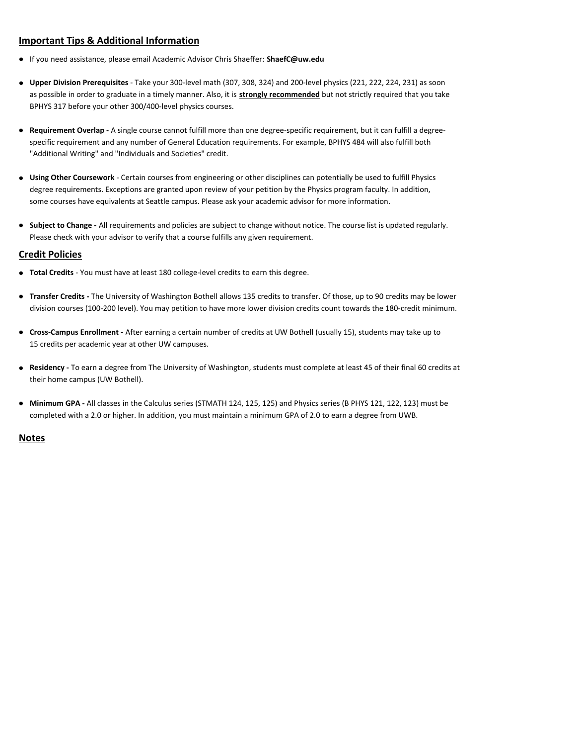## Important Tips & Additional Information

- If you need assistance, please email Academic Advisor Chris Shaeffer: **ShaefC@uw.edu**
- **Upper Division Prerequisites** - Take your 300-level math (307, 308, 324) and 200-level physics (221, 222, 224, 231) as soon as possible in order to graduate in a timely manner. Also, it is **strongly recommended** but not strictly required that you take BPHYS 317 before your other 300/400-level physics courses.
- **Requirement Overlap -** A single course cannot fulfill more than one degree-specific requirement, but it can fulfill a degree-specific requirement and any number of General Education requirements. For example, BPHYS 484 will also fulfill both "Additional Writing" and "Individuals and Societies" credit.
- **Using Other Coursework** - Certain courses from engineering or other disciplines can potentially be used to fulfill Physics degree requirements. Exceptions are granted upon review of your petition by the Physics program faculty. In addition, some courses have equivalents at Seattle campus. Please ask your academic advisor for more information.
- **Subject to Change -** All requirements and policies are subject to change without notice. The course list is updated regularly. Please check with your advisor to verify that a course fulfills any given requirement.

## Credit Policies

- **Total Credits** - You must have at least 180 college-level credits to earn this degree.
- **Transfer Credits -** The University of Washington Bothell allows 135 credits to transfer. Of those, up to 90 credits may be lower division courses (100-200 level). You may petition to have more lower division credits count towards the 180-credit minimum.
- **Cross-Campus Enrollment -** After earning a certain number of credits at UW Bothell (usually 15), students may take up to 15 credits per academic year at other UW campuses.
- **Residency -** To earn a degree from The University of Washington, students must complete at least 45 of their final 60 credits at their home campus (UW Bothell).
- **Minimum GPA -** All classes in the Calculus series (STMATH 124, 125, 125) and Physics series (B PHYS 121, 122, 123) must be completed with a 2.0 or higher. In addition, you must maintain a minimum GPA of 2.0 to earn a degree from UWB.

## Notes